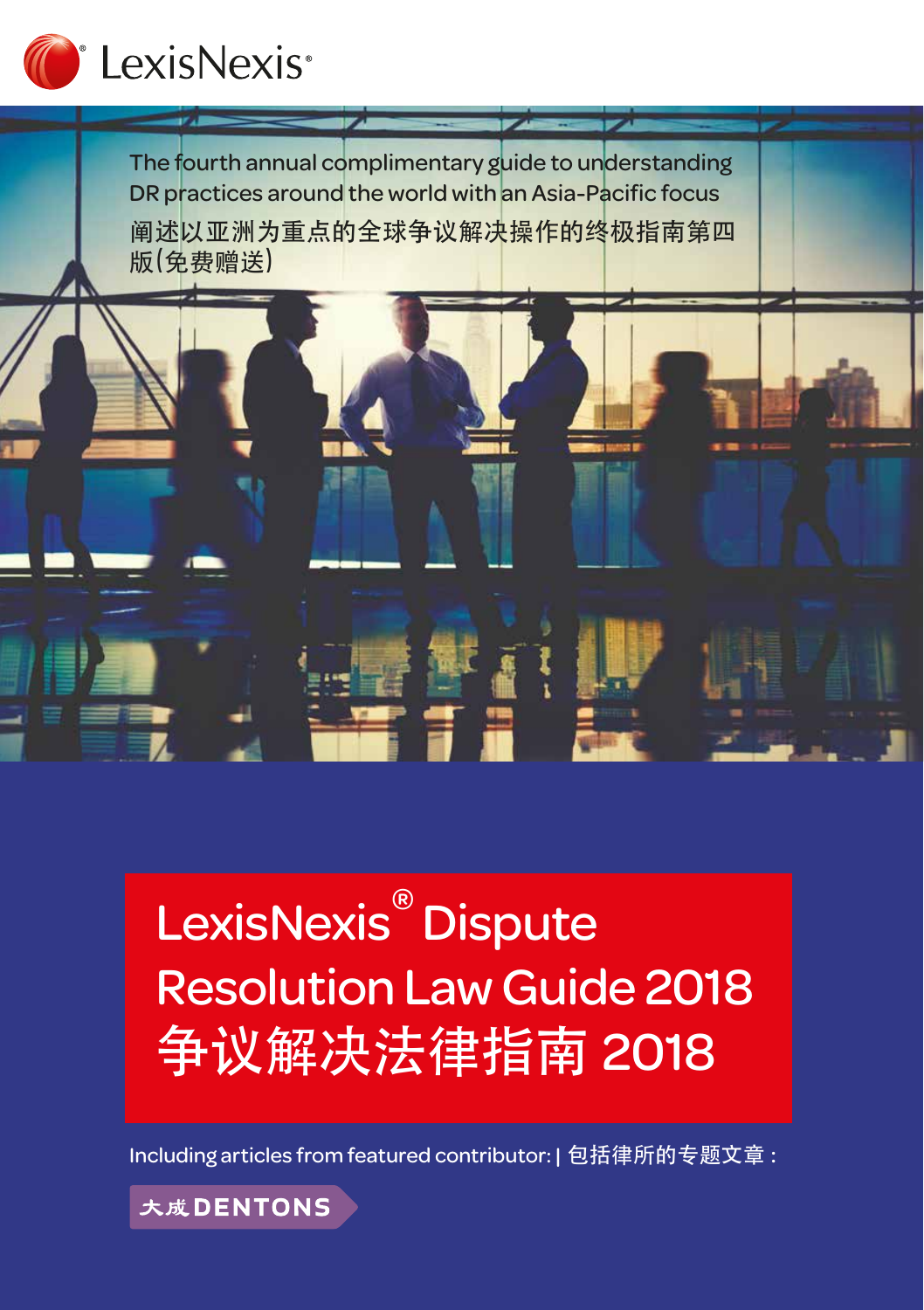LexisNexis®

The fourth annual complimentary guide to understanding DR practices around the world with an Asia-Pacific focus

阐述以亚洲为重点的全球争议解决操作的终极指南第四版(免费赠送)

# LexisNexis® Dispute Resolution Law Guide 2018

# 争议解决法律指南 2018

Including articles from featured contributor: | 包括律所的专题文章：

大成 DENTONS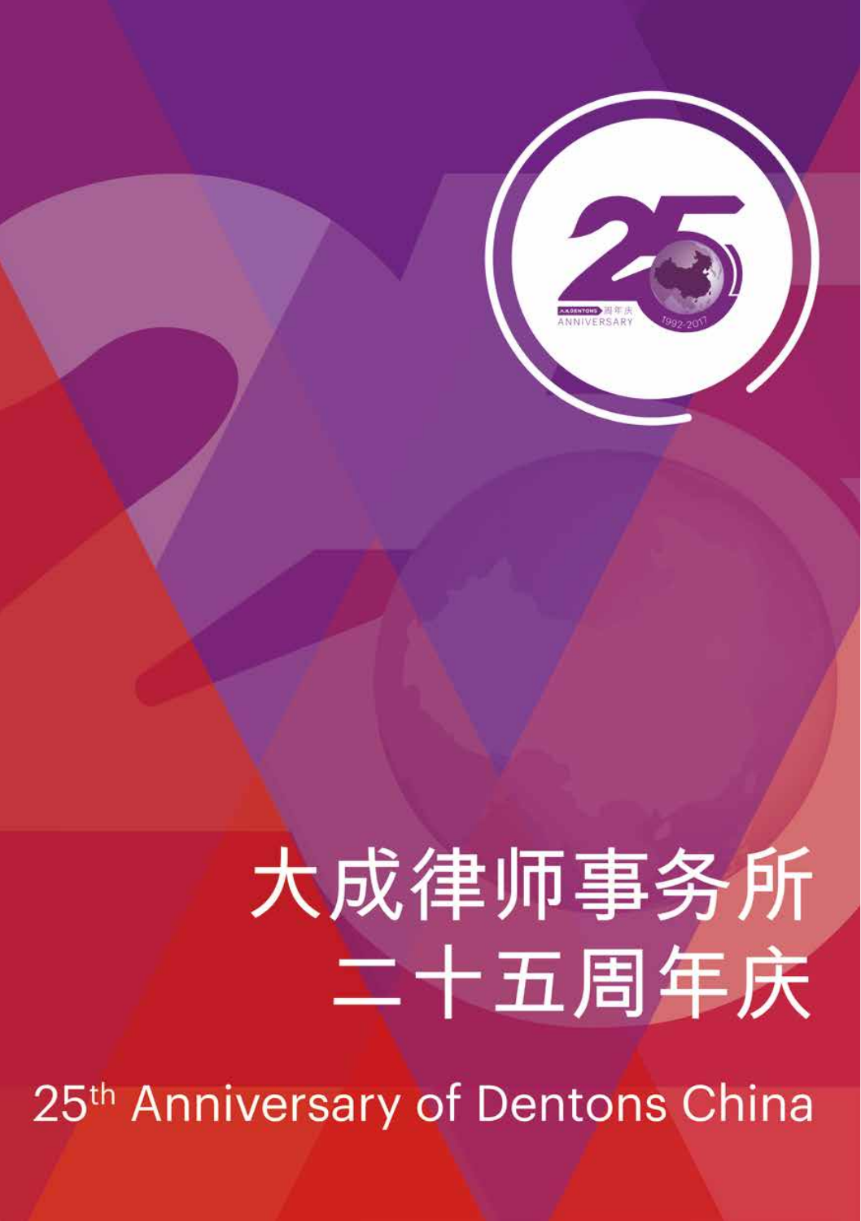# 大成律师事务所
# 二十五周年庆

25th Anniversary of Dentons China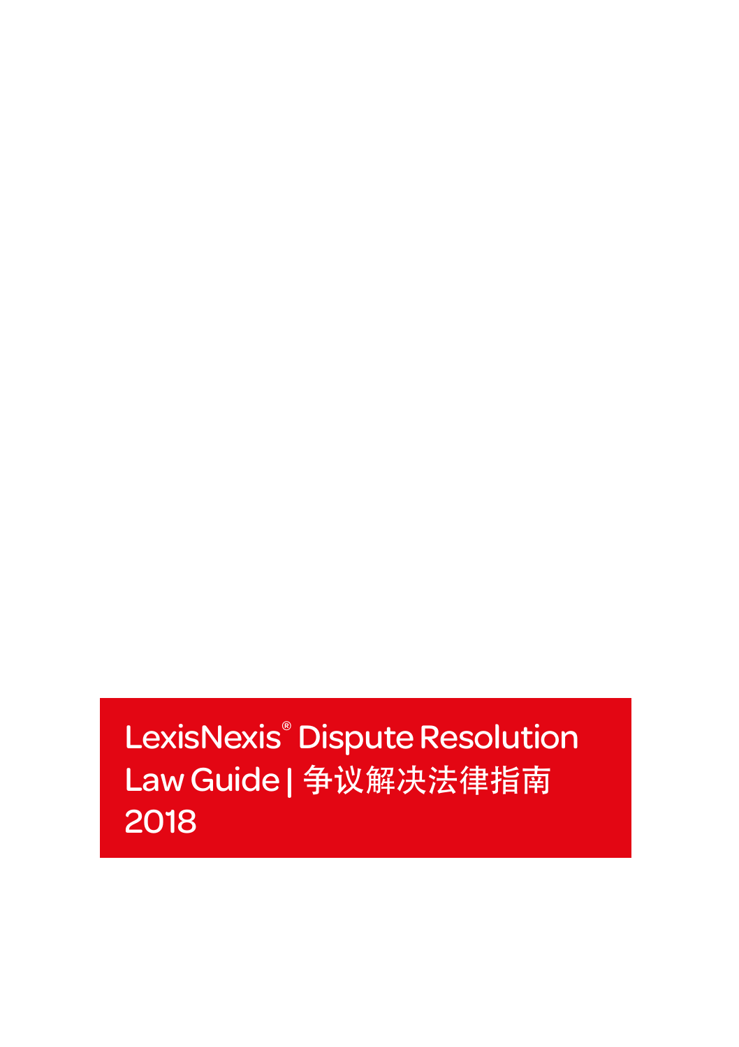# LexisNexis® Dispute Resolution Law Guide | 争议解决法律指南 2018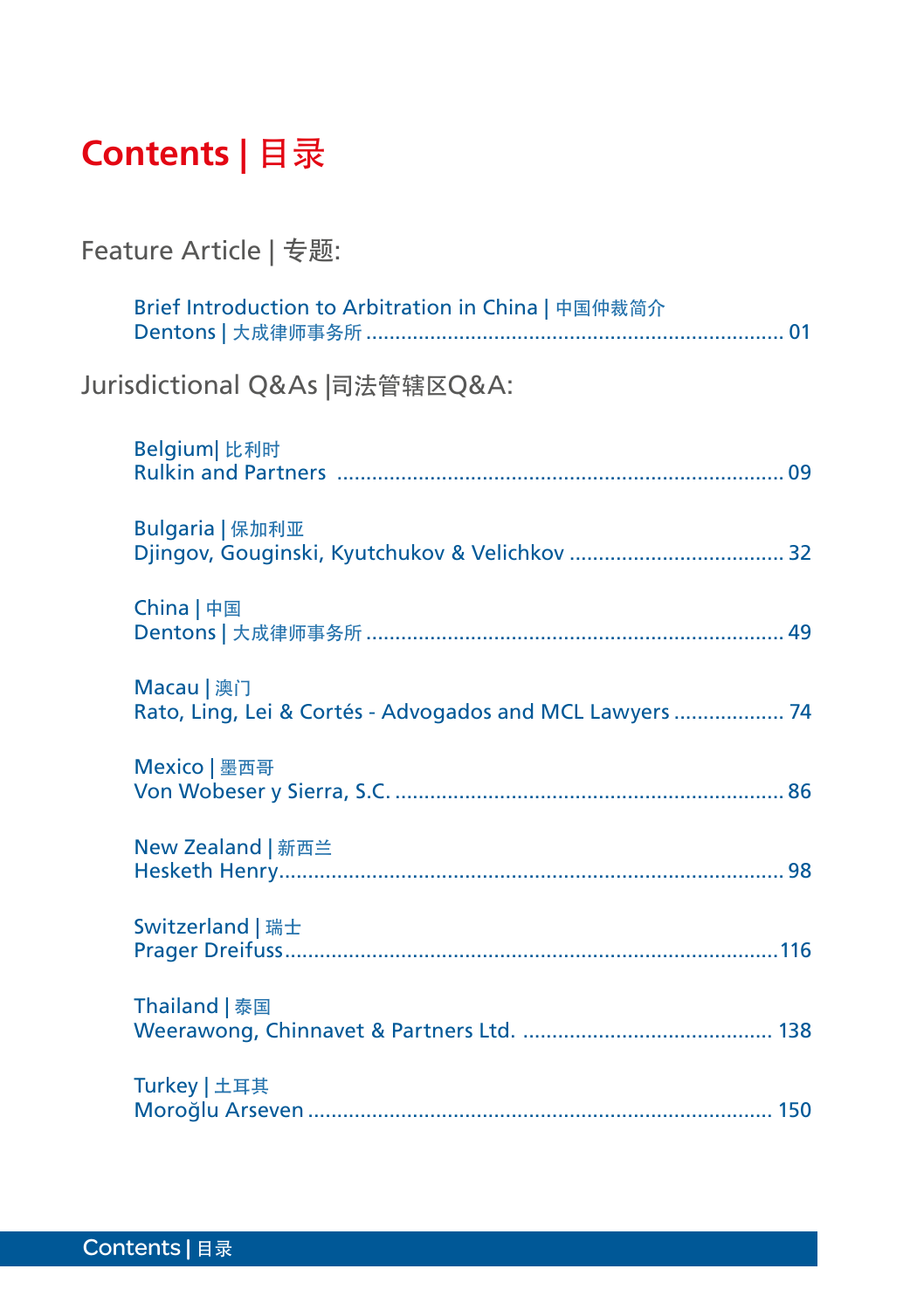# Contents | 目录

## Feature Article | 专题:

Brief Introduction to Arbitration in China | 中国仲裁简介
Dentons | 大成律师事务所 ........................................................................ 01

## Jurisdictional Q&As |司法管辖区Q&A:

Belgium| 比利时
Rulkin and Partners ............................................................................ 09

Bulgaria | 保加利亚
Djingov, Gouginski, Kyutchukov & Velichkov ..................................... 32

China | 中国
Dentons | 大成律师事务所 ........................................................................ 49

Macau | 澳门
Rato, Ling, Lei & Cortés - Advogados and MCL Lawyers .................. 74

Mexico | 墨西哥
Von Wobeser y Sierra, S.C. .................................................................. 86

New Zealand | 新西兰
Hesketh Henry...................................................................................... 98

Switzerland | 瑞士
Prager Dreifuss.................................................................................... 116

Thailand | 泰国
Weerawong, Chinnavet & Partners Ltd. ........................................... 138

Turkey | 土耳其
Moroğlu Arseven ............................................................................... 150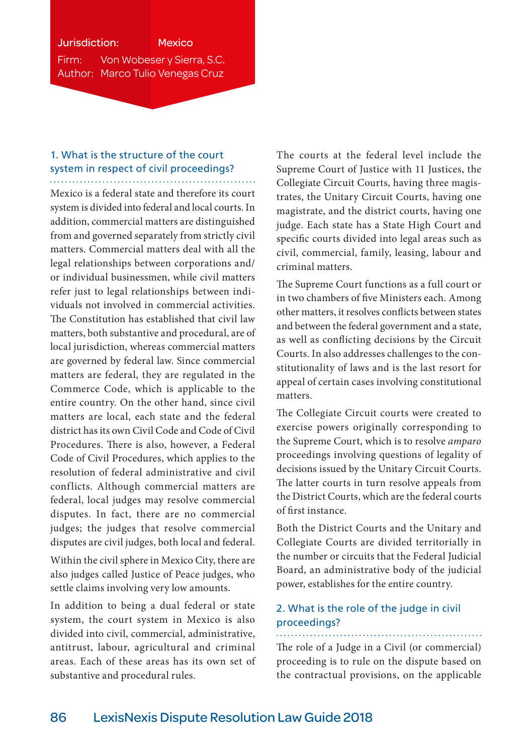Jurisdiction: Mexico
Firm: Von Wobeser y Sierra, S.C.
Author: Marco Tulio Venegas Cruz

### 1. What is the structure of the court system in respect of civil proceedings?

Mexico is a federal state and therefore its court system is divided into federal and local courts. In addition, commercial matters are distinguished from and governed separately from strictly civil matters. Commercial matters deal with all the legal relationships between corporations and/or individual businessmen, while civil matters refer just to legal relationships between individuals not involved in commercial activities. The Constitution has established that civil law matters, both substantive and procedural, are of local jurisdiction, whereas commercial matters are governed by federal law. Since commercial matters are federal, they are regulated in the Commerce Code, which is applicable to the entire country. On the other hand, since civil matters are local, each state and the federal district has its own Civil Code and Code of Civil Procedures. There is also, however, a Federal Code of Civil Procedures, which applies to the resolution of federal administrative and civil conflicts. Although commercial matters are federal, local judges may resolve commercial disputes. In fact, there are no commercial judges; the judges that resolve commercial disputes are civil judges, both local and federal.

Within the civil sphere in Mexico City, there are also judges called Justice of Peace judges, who settle claims involving very low amounts.

In addition to being a dual federal or state system, the court system in Mexico is also divided into civil, commercial, administrative, antitrust, labour, agricultural and criminal areas. Each of these areas has its own set of substantive and procedural rules.

The courts at the federal level include the Supreme Court of Justice with 11 Justices, the Collegiate Circuit Courts, having three magistrates, the Unitary Circuit Courts, having one magistrate, and the district courts, having one judge. Each state has a State High Court and specific courts divided into legal areas such as civil, commercial, family, leasing, labour and criminal matters.

The Supreme Court functions as a full court or in two chambers of five Ministers each. Among other matters, it resolves conflicts between states and between the federal government and a state, as well as conflicting decisions by the Circuit Courts. In also addresses challenges to the constitutionality of laws and is the last resort for appeal of certain cases involving constitutional matters.

The Collegiate Circuit courts were created to exercise powers originally corresponding to the Supreme Court, which is to resolve *amparo* proceedings involving questions of legality of decisions issued by the Unitary Circuit Courts. The latter courts in turn resolve appeals from the District Courts, which are the federal courts of first instance.

Both the District Courts and the Unitary and Collegiate Courts are divided territorially in the number or circuits that the Federal Judicial Board, an administrative body of the judicial power, establishes for the entire country.

### 2. What is the role of the judge in civil proceedings?

The role of a Judge in a Civil (or commercial) proceeding is to rule on the dispute based on the contractual provisions, on the applicable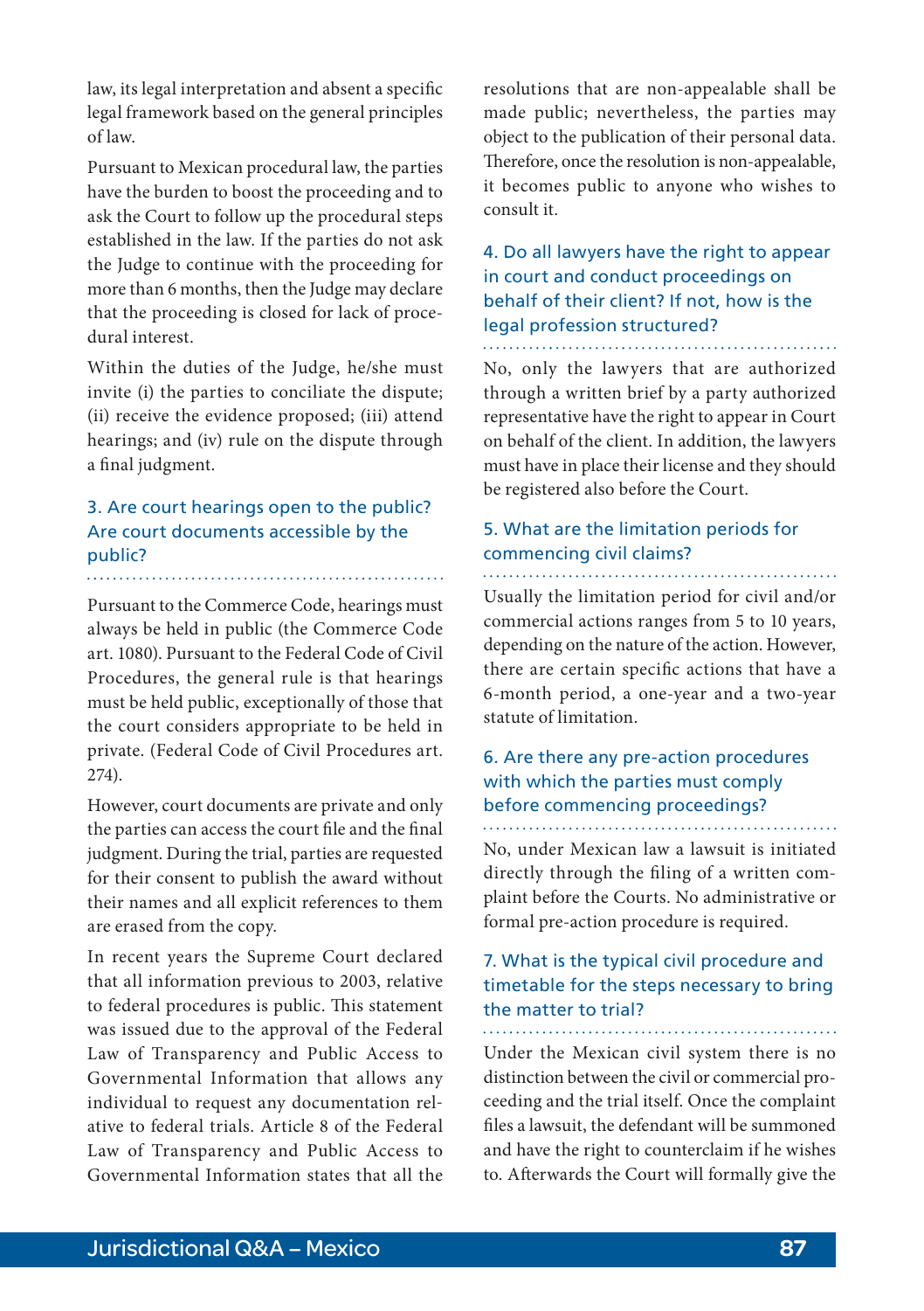law, its legal interpretation and absent a specific legal framework based on the general principles of law.

Pursuant to Mexican procedural law, the parties have the burden to boost the proceeding and to ask the Court to follow up the procedural steps established in the law. If the parties do not ask the Judge to continue with the proceeding for more than 6 months, then the Judge may declare that the proceeding is closed for lack of procedural interest.

Within the duties of the Judge, he/she must invite (i) the parties to conciliate the dispute; (ii) receive the evidence proposed; (iii) attend hearings; and (iv) rule on the dispute through a final judgment.

### 3. Are court hearings open to the public? Are court documents accessible by the public?

Pursuant to the Commerce Code, hearings must always be held in public (the Commerce Code art. 1080). Pursuant to the Federal Code of Civil Procedures, the general rule is that hearings must be held public, exceptionally of those that the court considers appropriate to be held in private. (Federal Code of Civil Procedures art. 274).

However, court documents are private and only the parties can access the court file and the final judgment. During the trial, parties are requested for their consent to publish the award without their names and all explicit references to them are erased from the copy.

In recent years the Supreme Court declared that all information previous to 2003, relative to federal procedures is public. This statement was issued due to the approval of the Federal Law of Transparency and Public Access to Governmental Information that allows any individual to request any documentation relative to federal trials. Article 8 of the Federal Law of Transparency and Public Access to Governmental Information states that all the resolutions that are non-appealable shall be made public; nevertheless, the parties may object to the publication of their personal data. Therefore, once the resolution is non-appealable, it becomes public to anyone who wishes to consult it.

### 4. Do all lawyers have the right to appear in court and conduct proceedings on behalf of their client? If not, how is the legal profession structured?

No, only the lawyers that are authorized through a written brief by a party authorized representative have the right to appear in Court on behalf of the client. In addition, the lawyers must have in place their license and they should be registered also before the Court.

### 5. What are the limitation periods for commencing civil claims?

Usually the limitation period for civil and/or commercial actions ranges from 5 to 10 years, depending on the nature of the action. However, there are certain specific actions that have a 6-month period, a one-year and a two-year statute of limitation.

### 6. Are there any pre-action procedures with which the parties must comply before commencing proceedings?

No, under Mexican law a lawsuit is initiated directly through the filing of a written complaint before the Courts. No administrative or formal pre-action procedure is required.

### 7. What is the typical civil procedure and timetable for the steps necessary to bring the matter to trial?

Under the Mexican civil system there is no distinction between the civil or commercial proceeding and the trial itself. Once the complaint files a lawsuit, the defendant will be summoned and have the right to counterclaim if he wishes to. Afterwards the Court will formally give the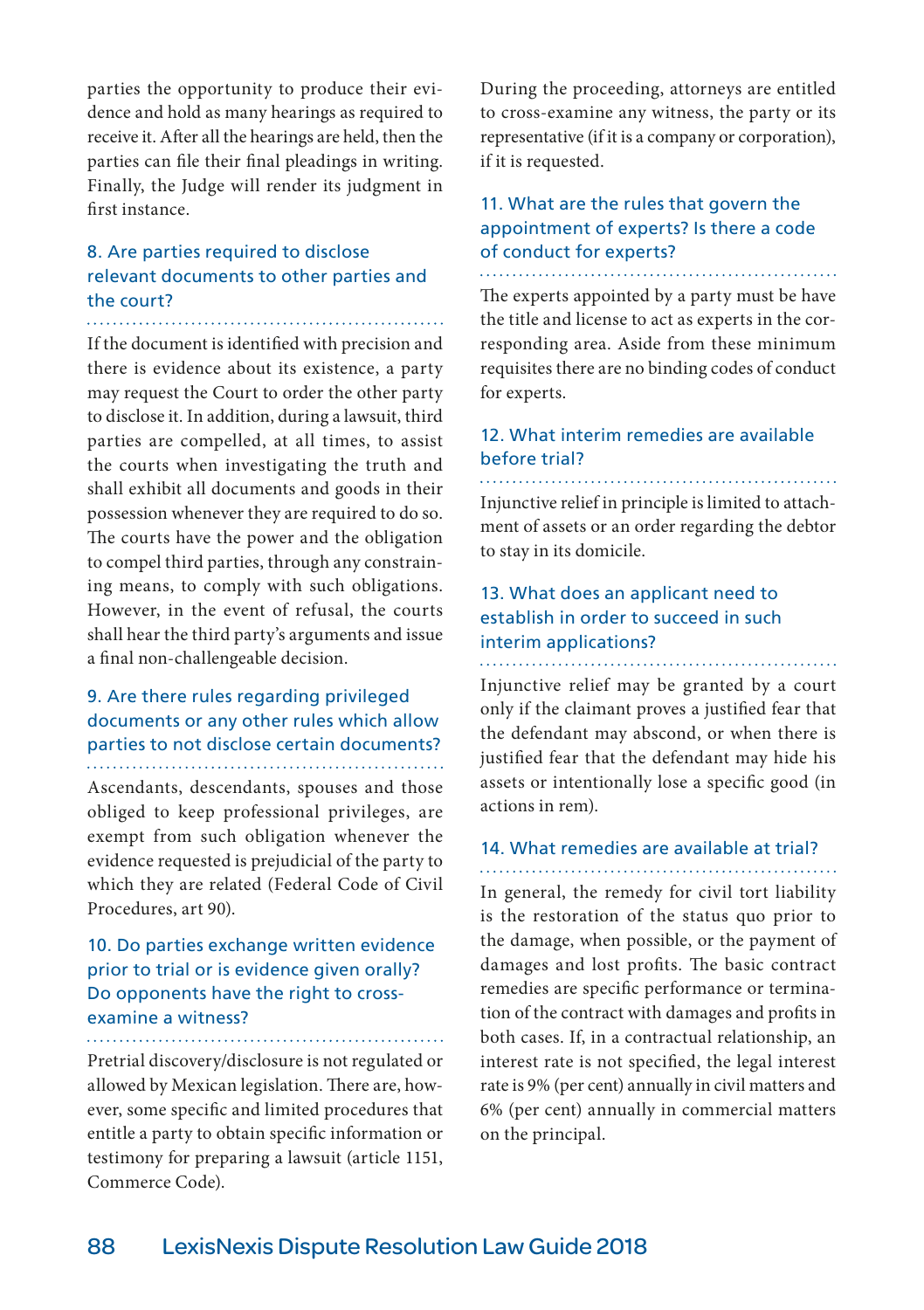parties the opportunity to produce their evidence and hold as many hearings as required to receive it. After all the hearings are held, then the parties can file their final pleadings in writing. Finally, the Judge will render its judgment in first instance.

### 8. Are parties required to disclose relevant documents to other parties and the court?

If the document is identified with precision and there is evidence about its existence, a party may request the Court to order the other party to disclose it. In addition, during a lawsuit, third parties are compelled, at all times, to assist the courts when investigating the truth and shall exhibit all documents and goods in their possession whenever they are required to do so. The courts have the power and the obligation to compel third parties, through any constraining means, to comply with such obligations. However, in the event of refusal, the courts shall hear the third party's arguments and issue a final non-challengeable decision.

### 9. Are there rules regarding privileged documents or any other rules which allow parties to not disclose certain documents?

Ascendants, descendants, spouses and those obliged to keep professional privileges, are exempt from such obligation whenever the evidence requested is prejudicial of the party to which they are related (Federal Code of Civil Procedures, art 90).

### 10. Do parties exchange written evidence prior to trial or is evidence given orally? Do opponents have the right to cross-examine a witness?

Pretrial discovery/disclosure is not regulated or allowed by Mexican legislation. There are, however, some specific and limited procedures that entitle a party to obtain specific information or testimony for preparing a lawsuit (article 1151, Commerce Code).

During the proceeding, attorneys are entitled to cross-examine any witness, the party or its representative (if it is a company or corporation), if it is requested.

### 11. What are the rules that govern the appointment of experts? Is there a code of conduct for experts?

The experts appointed by a party must be have the title and license to act as experts in the corresponding area. Aside from these minimum requisites there are no binding codes of conduct for experts.

### 12. What interim remedies are available before trial?

Injunctive relief in principle is limited to attachment of assets or an order regarding the debtor to stay in its domicile.

### 13. What does an applicant need to establish in order to succeed in such interim applications?

Injunctive relief may be granted by a court only if the claimant proves a justified fear that the defendant may abscond, or when there is justified fear that the defendant may hide his assets or intentionally lose a specific good (in actions in rem).

### 14. What remedies are available at trial?

In general, the remedy for civil tort liability is the restoration of the status quo prior to the damage, when possible, or the payment of damages and lost profits. The basic contract remedies are specific performance or termination of the contract with damages and profits in both cases. If, in a contractual relationship, an interest rate is not specified, the legal interest rate is 9% (per cent) annually in civil matters and 6% (per cent) annually in commercial matters on the principal.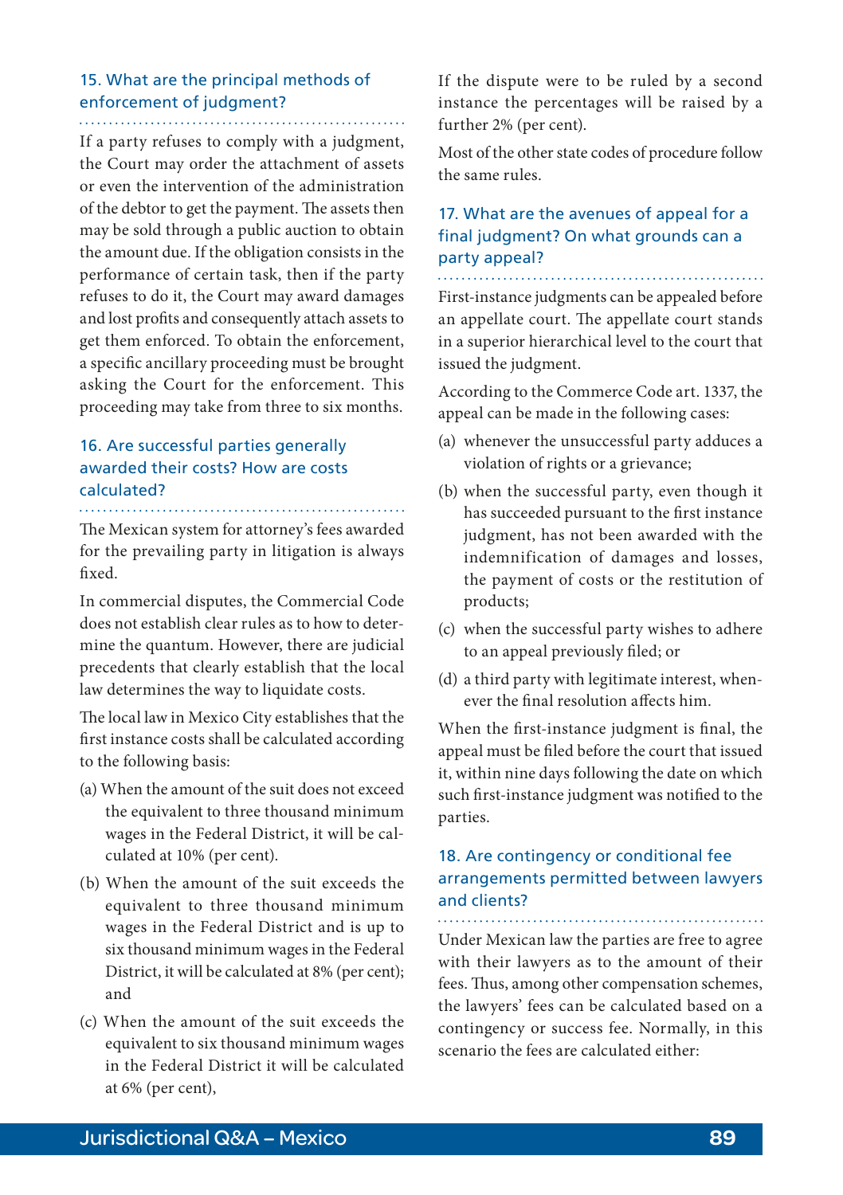### 15. What are the principal methods of enforcement of judgment?

If a party refuses to comply with a judgment, the Court may order the attachment of assets or even the intervention of the administration of the debtor to get the payment. The assets then may be sold through a public auction to obtain the amount due. If the obligation consists in the performance of certain task, then if the party refuses to do it, the Court may award damages and lost profits and consequently attach assets to get them enforced. To obtain the enforcement, a specific ancillary proceeding must be brought asking the Court for the enforcement. This proceeding may take from three to six months.

### 16. Are successful parties generally awarded their costs? How are costs calculated?

The Mexican system for attorney's fees awarded for the prevailing party in litigation is always fixed.

In commercial disputes, the Commercial Code does not establish clear rules as to how to determine the quantum. However, there are judicial precedents that clearly establish that the local law determines the way to liquidate costs.

The local law in Mexico City establishes that the first instance costs shall be calculated according to the following basis:

(a) When the amount of the suit does not exceed the equivalent to three thousand minimum wages in the Federal District, it will be calculated at 10% (per cent).

(b) When the amount of the suit exceeds the equivalent to three thousand minimum wages in the Federal District and is up to six thousand minimum wages in the Federal District, it will be calculated at 8% (per cent); and

(c) When the amount of the suit exceeds the equivalent to six thousand minimum wages in the Federal District it will be calculated at 6% (per cent),

If the dispute were to be ruled by a second instance the percentages will be raised by a further 2% (per cent).

Most of the other state codes of procedure follow the same rules.

### 17. What are the avenues of appeal for a final judgment? On what grounds can a party appeal?

First-instance judgments can be appealed before an appellate court. The appellate court stands in a superior hierarchical level to the court that issued the judgment.

According to the Commerce Code art. 1337, the appeal can be made in the following cases:

(a) whenever the unsuccessful party adduces a violation of rights or a grievance;

(b) when the successful party, even though it has succeeded pursuant to the first instance judgment, has not been awarded with the indemnification of damages and losses, the payment of costs or the restitution of products;

(c) when the successful party wishes to adhere to an appeal previously filed; or

(d) a third party with legitimate interest, whenever the final resolution affects him.

When the first-instance judgment is final, the appeal must be filed before the court that issued it, within nine days following the date on which such first-instance judgment was notified to the parties.

### 18. Are contingency or conditional fee arrangements permitted between lawyers and clients?

Under Mexican law the parties are free to agree with their lawyers as to the amount of their fees. Thus, among other compensation schemes, the lawyers' fees can be calculated based on a contingency or success fee. Normally, in this scenario the fees are calculated either: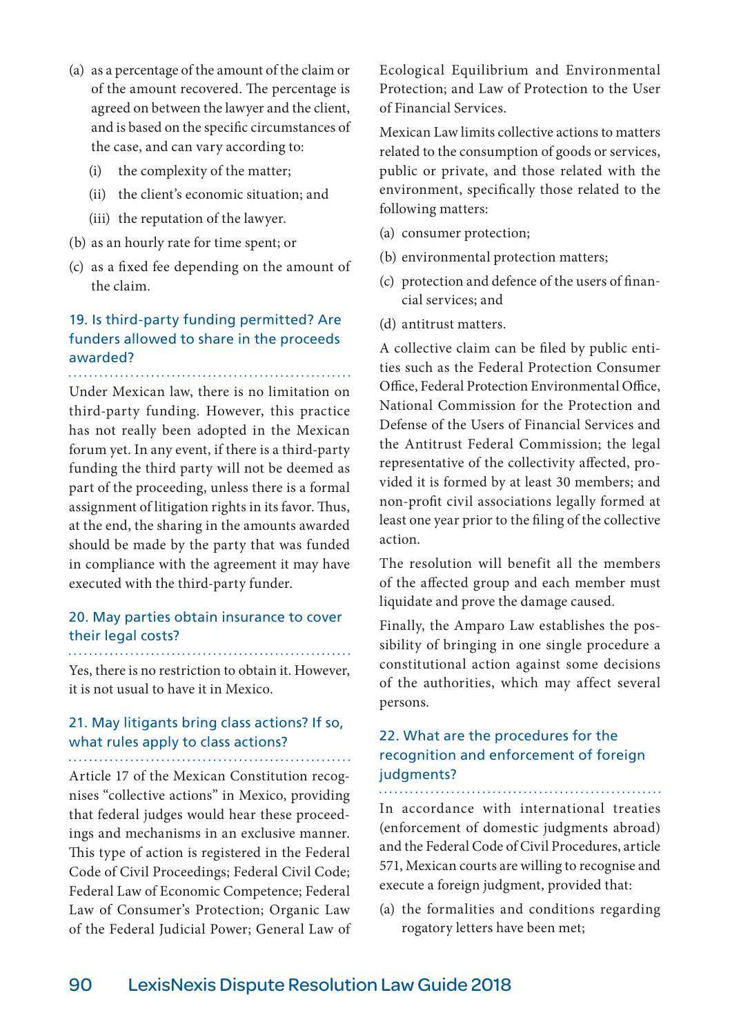(a) as a percentage of the amount of the claim or of the amount recovered. The percentage is agreed on between the lawyer and the client, and is based on the specific circumstances of the case, and can vary according to:
   (i) the complexity of the matter;
   (ii) the client's economic situation; and
   (iii) the reputation of the lawyer.

(b) as an hourly rate for time spent; or

(c) as a fixed fee depending on the amount of the claim.

### 19. Is third-party funding permitted? Are funders allowed to share in the proceeds awarded?

Under Mexican law, there is no limitation on third-party funding. However, this practice has not really been adopted in the Mexican forum yet. In any event, if there is a third-party funding the third party will not be deemed as part of the proceeding, unless there is a formal assignment of litigation rights in its favor. Thus, at the end, the sharing in the amounts awarded should be made by the party that was funded in compliance with the agreement it may have executed with the third-party funder.

### 20. May parties obtain insurance to cover their legal costs?

Yes, there is no restriction to obtain it. However, it is not usual to have it in Mexico.

### 21. May litigants bring class actions? If so, what rules apply to class actions?

Article 17 of the Mexican Constitution recognises "collective actions" in Mexico, providing that federal judges would hear these proceedings and mechanisms in an exclusive manner. This type of action is registered in the Federal Code of Civil Proceedings; Federal Civil Code; Federal Law of Economic Competence; Federal Law of Consumer's Protection; Organic Law of the Federal Judicial Power; General Law of Ecological Equilibrium and Environmental Protection; and Law of Protection to the User of Financial Services.

Mexican Law limits collective actions to matters related to the consumption of goods or services, public or private, and those related with the environment, specifically those related to the following matters:

(a) consumer protection;

(b) environmental protection matters;

(c) protection and defence of the users of financial services; and

(d) antitrust matters.

A collective claim can be filed by public entities such as the Federal Protection Consumer Office, Federal Protection Environmental Office, National Commission for the Protection and Defense of the Users of Financial Services and the Antitrust Federal Commission; the legal representative of the collectivity affected, provided it is formed by at least 30 members; and non-profit civil associations legally formed at least one year prior to the filing of the collective action.

The resolution will benefit all the members of the affected group and each member must liquidate and prove the damage caused.

Finally, the Amparo Law establishes the possibility of bringing in one single procedure a constitutional action against some decisions of the authorities, which may affect several persons.

### 22. What are the procedures for the recognition and enforcement of foreign judgments?

In accordance with international treaties (enforcement of domestic judgments abroad) and the Federal Code of Civil Procedures, article 571, Mexican courts are willing to recognise and execute a foreign judgment, provided that:

(a) the formalities and conditions regarding rogatory letters have been met;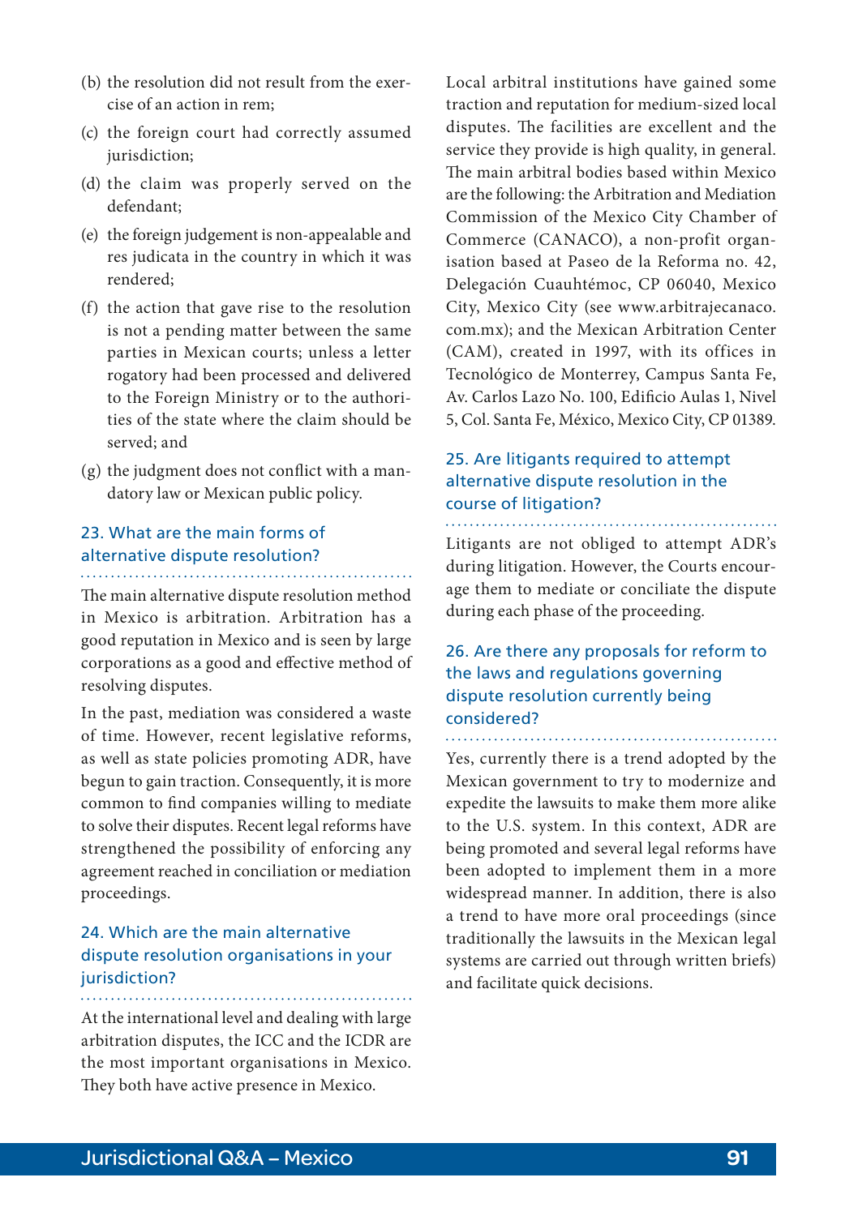(b) the resolution did not result from the exercise of an action in rem;

(c) the foreign court had correctly assumed jurisdiction;

(d) the claim was properly served on the defendant;

(e) the foreign judgement is non-appealable and res judicata in the country in which it was rendered;

(f) the action that gave rise to the resolution is not a pending matter between the same parties in Mexican courts; unless a letter rogatory had been processed and delivered to the Foreign Ministry or to the authorities of the state where the claim should be served; and

(g) the judgment does not conflict with a mandatory law or Mexican public policy.

## 23. What are the main forms of alternative dispute resolution?

The main alternative dispute resolution method in Mexico is arbitration. Arbitration has a good reputation in Mexico and is seen by large corporations as a good and effective method of resolving disputes.

In the past, mediation was considered a waste of time. However, recent legislative reforms, as well as state policies promoting ADR, have begun to gain traction. Consequently, it is more common to find companies willing to mediate to solve their disputes. Recent legal reforms have strengthened the possibility of enforcing any agreement reached in conciliation or mediation proceedings.

## 24. Which are the main alternative dispute resolution organisations in your jurisdiction?

At the international level and dealing with large arbitration disputes, the ICC and the ICDR are the most important organisations in Mexico. They both have active presence in Mexico.

Local arbitral institutions have gained some traction and reputation for medium-sized local disputes. The facilities are excellent and the service they provide is high quality, in general. The main arbitral bodies based within Mexico are the following: the Arbitration and Mediation Commission of the Mexico City Chamber of Commerce (CANACO), a non-profit organisation based at Paseo de la Reforma no. 42, Delegación Cuauhtémoc, CP 06040, Mexico City, Mexico City (see www.arbitrajecanaco.com.mx); and the Mexican Arbitration Center (CAM), created in 1997, with its offices in Tecnológico de Monterrey, Campus Santa Fe, Av. Carlos Lazo No. 100, Edificio Aulas 1, Nivel 5, Col. Santa Fe, México, Mexico City, CP 01389.

## 25. Are litigants required to attempt alternative dispute resolution in the course of litigation?

Litigants are not obliged to attempt ADR's during litigation. However, the Courts encourage them to mediate or conciliate the dispute during each phase of the proceeding.

## 26. Are there any proposals for reform to the laws and regulations governing dispute resolution currently being considered?

Yes, currently there is a trend adopted by the Mexican government to try to modernize and expedite the lawsuits to make them more alike to the U.S. system. In this context, ADR are being promoted and several legal reforms have been adopted to implement them in a more widespread manner. In addition, there is also a trend to have more oral proceedings (since traditionally the lawsuits in the Mexican legal systems are carried out through written briefs) and facilitate quick decisions.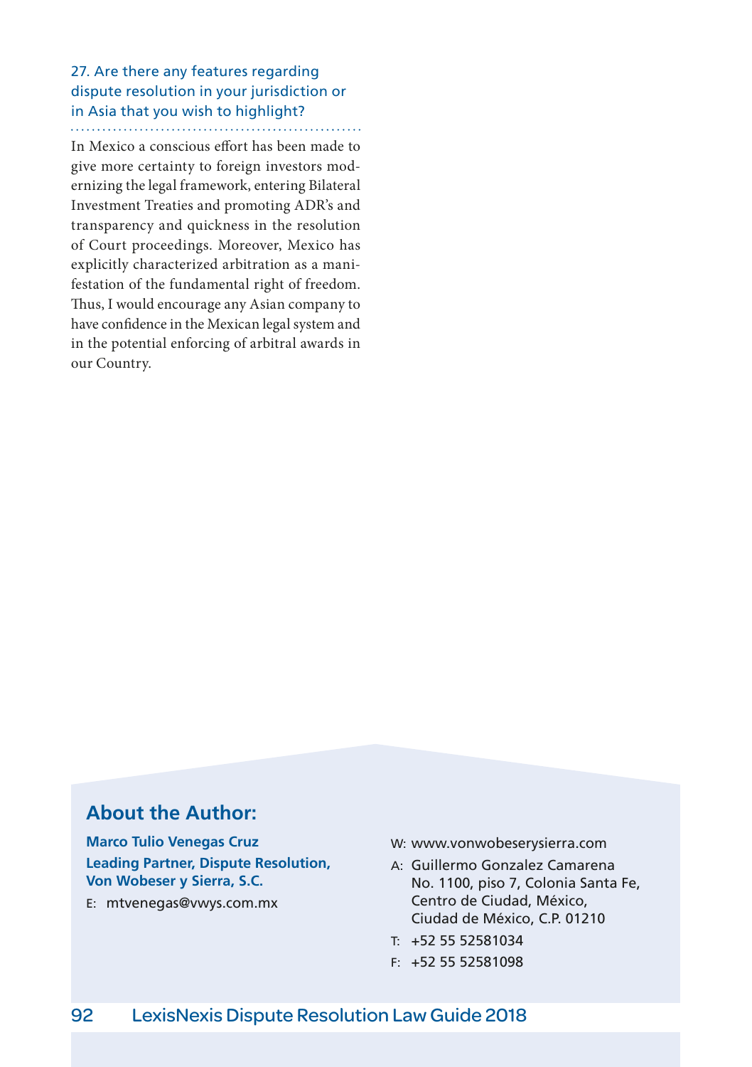### 27. Are there any features regarding dispute resolution in your jurisdiction or in Asia that you wish to highlight?

In Mexico a conscious effort has been made to give more certainty to foreign investors modernizing the legal framework, entering Bilateral Investment Treaties and promoting ADR's and transparency and quickness in the resolution of Court proceedings. Moreover, Mexico has explicitly characterized arbitration as a manifestation of the fundamental right of freedom. Thus, I would encourage any Asian company to have confidence in the Mexican legal system and in the potential enforcing of arbitral awards in our Country.

## About the Author:

**Marco Tulio Venegas Cruz**
**Leading Partner, Dispute Resolution, Von Wobeser y Sierra, S.C.**

E: mtvenegas@vwys.com.mx

W: www.vonwobeserysierra.com

A: Guillermo Gonzalez Camarena No. 1100, piso 7, Colonia Santa Fe, Centro de Ciudad, México, Ciudad de México, C.P. 01210

T: +52 55 52581034

F: +52 55 52581098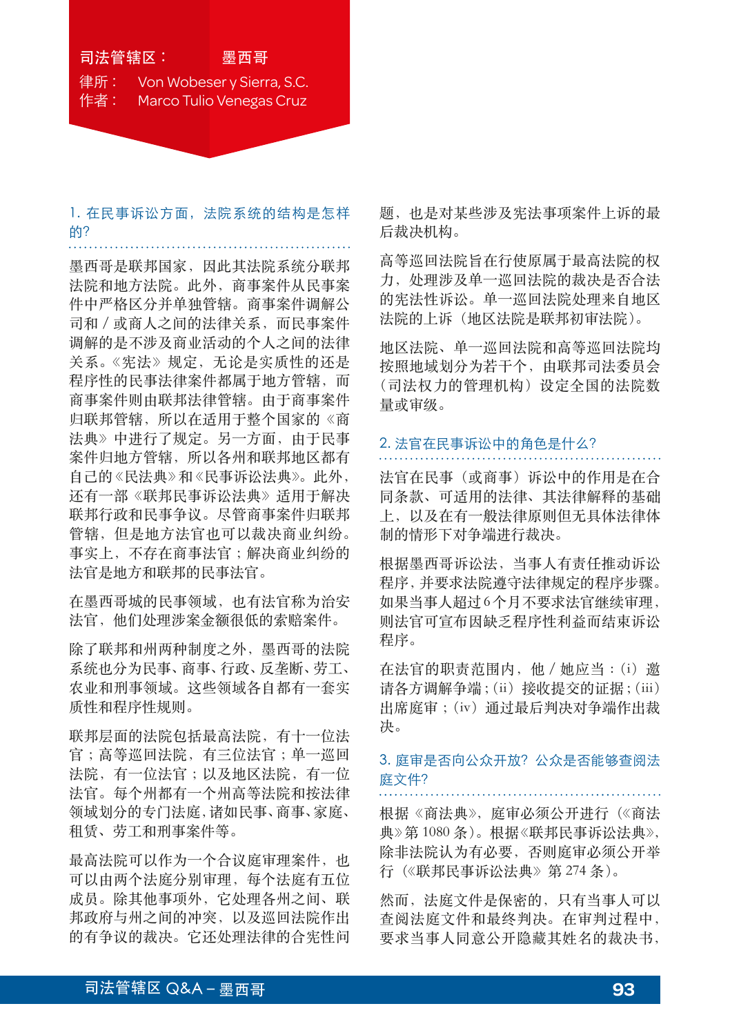司法管辖区： 墨西哥
律所： Von Wobeser y Sierra, S.C.
作者： Marco Tulio Venegas Cruz

### 1. 在民事诉讼方面，法院系统的结构是怎样的？

墨西哥是联邦国家，因此其法院系统分联邦法院和地方法院。此外，商事案件从民事案件中严格区分并单独管辖。商事案件调解公司和／或商人之间的法律关系，而民事案件调解的是不涉及商业活动的个人之间的法律关系。《宪法》规定，无论是实质性的还是程序性的民事法律案件都属于地方管辖，而商事案件则由联邦法律管辖。由于商事案件归联邦管辖，所以在适用于整个国家的《商法典》中进行了规定。另一方面，由于民事案件归地方管辖，所以各州和联邦地区都有自己的《民法典》和《民事诉讼法典》。此外，还有一部《联邦民事诉讼法典》适用于解决联邦行政和民事争议。尽管商事案件归联邦管辖，但是地方法官也可以裁决商业纠纷。事实上，不存在商事法官；解决商业纠纷的法官是地方和联邦的民事法官。

在墨西哥城的民事领域，也有法官称为治安法官，他们处理涉案金额很低的索赔案件。

除了联邦和州两种制度之外，墨西哥的法院系统也分为民事、商事、行政、反垄断、劳工、农业和刑事领域。这些领域各自都有一套实质性和程序性规则。

联邦层面的法院包括最高法院，有十一位法官；高等巡回法院，有三位法官；单一巡回法院，有一位法官；以及地区法院，有一位法官。每个州都有一个州高等法院和按法律领域划分的专门法庭，诸如民事、商事、家庭、租赁、劳工和刑事案件等。

最高法院可以作为一个合议庭审理案件，也可以由两个法庭分别审理，每个法庭有五位成员。除其他事项外，它处理各州之间、联邦政府与州之间的冲突，以及巡回法院作出的有争议的裁决。它还处理法律的合宪性问题，也是对某些涉及宪法事项案件上诉的最后裁决机构。

高等巡回法院旨在行使原属于最高法院的权力，处理涉及单一巡回法院的裁决是否合法的宪法性诉讼。单一巡回法院处理来自地区法院的上诉（地区法院是联邦初审法院）。

地区法院、单一巡回法院和高等巡回法院均按照地域划分为若干个，由联邦司法委员会（司法权力的管理机构）设定全国的法院数量或审级。

### 2. 法官在民事诉讼中的角色是什么？

法官在民事（或商事）诉讼中的作用是在合同条款、可适用的法律、其法律解释的基础上，以及在有一般法律原则但无具体法律体制的情形下对争端进行裁决。

根据墨西哥诉讼法，当事人有责任推动诉讼程序，并要求法院遵守法律规定的程序步骤。如果当事人超过 6 个月不要求法官继续审理，则法官可宣布因缺乏程序性利益而结束诉讼程序。

在法官的职责范围内，他／她应当：(i) 邀请各方调解争端；(ii) 接收提交的证据；(iii) 出席庭审；(iv) 通过最后判决对争端作出裁决。

### 3. 庭审是否向公众开放？公众是否能够查阅法庭文件？

根据《商法典》，庭审必须公开进行（《商法典》第 1080 条）。根据《联邦民事诉讼法典》，除非法院认为有必要，否则庭审必须公开举行（《联邦民事诉讼法典》第 274 条）。

然而，法庭文件是保密的，只有当事人可以查阅法庭文件和最终判决。在审判过程中，要求当事人同意公开隐藏其姓名的裁决书，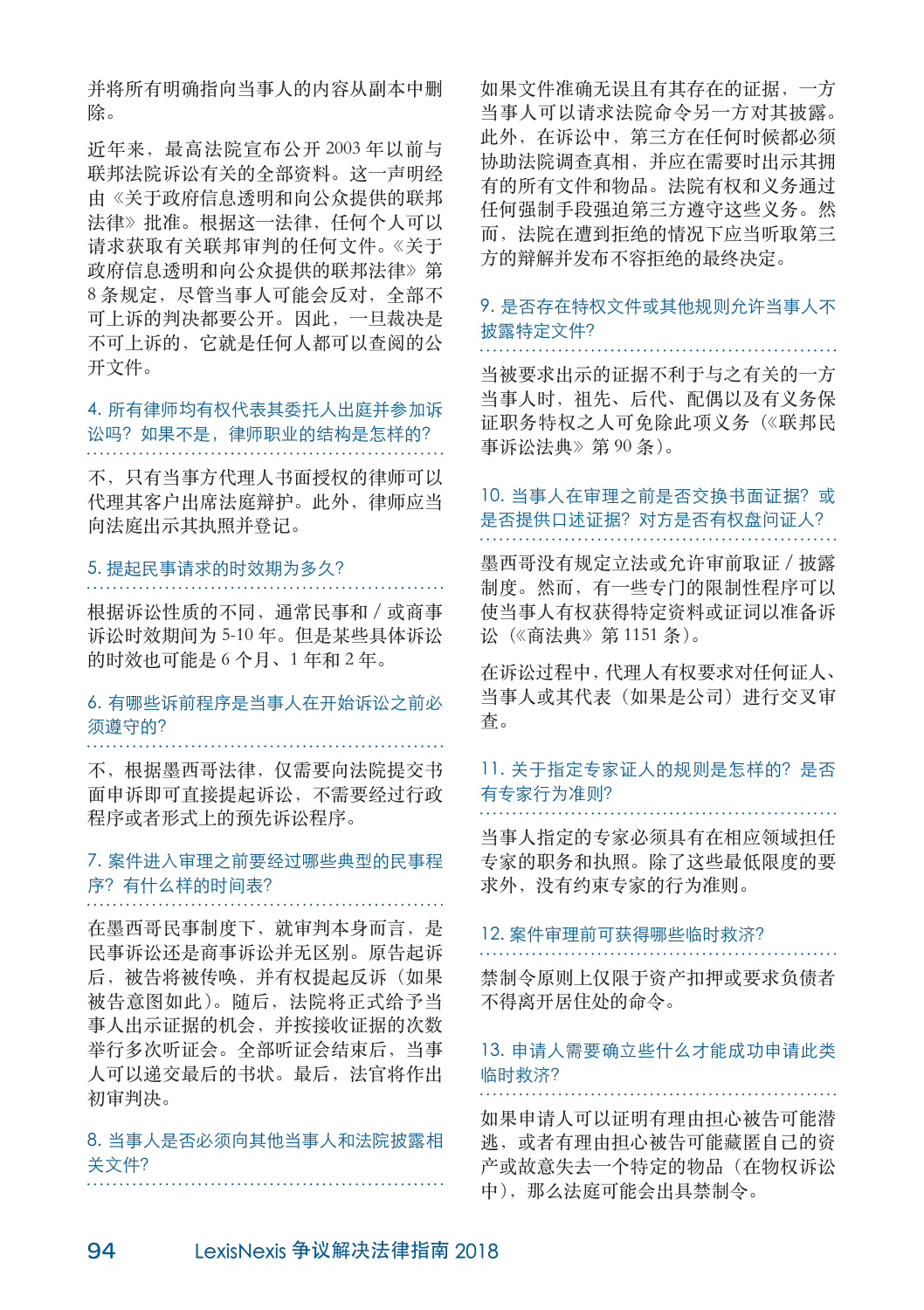并将所有明确指向当事人的内容从副本中删除。

近年来，最高法院宣布公开 2003 年以前与联邦法院诉讼有关的全部资料。这一声明经由《关于政府信息透明和向公众提供的联邦法律》批准。根据这一法律，任何个人可以请求获取有关联邦审判的任何文件。《关于政府信息透明和向公众提供的联邦法律》第 8 条规定，尽管当事人可能会反对，全部不可上诉的判决都要公开。因此，一旦裁决是不可上诉的，它就是任何人都可以查阅的公开文件。

### 4. 所有律师均有权代表其委托人出庭并参加诉讼吗？如果不是，律师职业的结构是怎样的？

不，只有当事方代理人书面授权的律师可以代理其客户出席法庭辩护。此外，律师应当向法庭出示其执照并登记。

### 5. 提起民事请求的时效期为多久？

根据诉讼性质的不同，通常民事和 / 或商事诉讼时效期间为 5-10 年。但是某些具体诉讼的时效也可能是 6 个月、1 年和 2 年。

### 6. 有哪些诉前程序是当事人在开始诉讼之前必须遵守的？

不，根据墨西哥法律，仅需要向法院提交书面申诉即可直接提起诉讼，不需要经过行政程序或者形式上的预先诉讼程序。

### 7. 案件进入审理之前要经过哪些典型的民事程序？有什么样的时间表？

在墨西哥民事制度下，就审判本身而言，是民事诉讼还是商事诉讼并无区别。原告起诉后，被告将被传唤，并有权提起反诉（如果被告意图如此）。随后，法院将正式给予当事人出示证据的机会，并按接收证据的次数举行多次听证会。全部听证会结束后，当事人可以递交最后的书状。最后，法官将作出初审判决。

### 8. 当事人是否必须向其他当事人和法院披露相关文件？

如果文件准确无误且有其存在的证据，一方当事人可以请求法院命令另一方对其披露。此外，在诉讼中，第三方在任何时候都必须协助法院调查真相，并应在需要时出示其拥有的所有文件和物品。法院有权利和义务通过任何强制手段强迫第三方遵守这些义务。然而，法院在遭到拒绝的情况下应当听取第三方的辩解并发布不容拒绝的最终决定。

### 9. 是否存在特权文件或其他规则允许当事人不披露特定文件？

当被要求出示的证据不利于与之有关的一方当事人时，祖先、后代、配偶以及有义务保证职务特权之人可免除此项义务（《联邦民事诉讼法典》第 90 条）。

### 10. 当事人在审理之前是否交换书面证据？或是否提供口述证据？对方是否有权盘问证人？

墨西哥没有规定立法或允许审前取证 / 披露制度。然而，有一些专门的限制性程序可以使当事人有权获得特定资料或证词以准备诉讼（《商法典》第 1151 条）。

在诉讼过程中，代理人有权要求对任何证人、当事人或其代表（如果是公司）进行交叉审查。

### 11. 关于指定专家证人的规则是怎样的？是否有专家行为准则？

当事人指定的专家必须具有在相应领域担任专家的职务和执照。除了这些最低限度的要求外，没有约束专家的行为准则。

### 12. 案件审理前可获得哪些临时救济？

禁制令原则上仅限于资产扣押或要求负债者不得离开居住处的命令。

### 13. 申请人需要确立些什么才能成功申请此类临时救济？

如果申请人可以证明有理由担心被告可能潜逃，或者有理由担心被告可能藏匿自己的资产或故意失去一个特定的物品（在物权诉讼中），那么法庭可能会出具禁制令。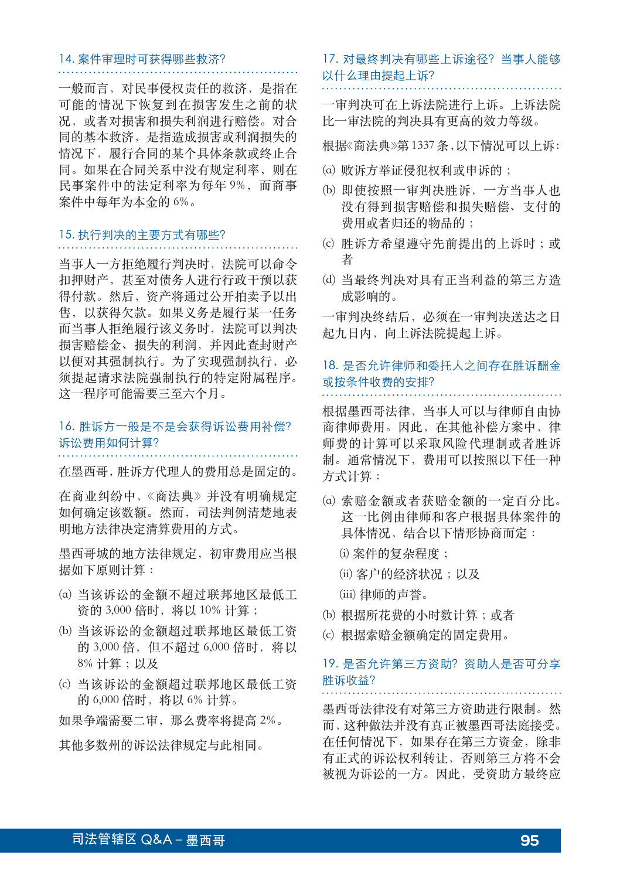### 14. 案件审理时可获得哪些救济?

一般而言，对民事侵权责任的救济，是指在可能的情况下恢复到在损害发生之前的状况，或者对损害和损失利润进行赔偿。对合同的基本救济，是指造成损害或利润损失的情况下，履行合同的某个具体条款或终止合同。如果在合同关系中没有规定利率，则在民事案件中的法定利率为每年 9%，而商事案件中每年为本金的 6%。

### 15. 执行判决的主要方式有哪些?

当事人一方拒绝履行判决时，法院可以命令扣押财产，甚至对债务人进行行政干预以获得付款。然后，资产将通过公开拍卖予以出售，以获得欠款。如果义务是履行某一任务而当事人拒绝履行该义务时，法院可以判决损害赔偿金、损失的利润，并因此查封财产以便对其强制执行。为了实现强制执行，必须提起请求法院强制执行的特定附属程序。这一程序可能需要三至六个月。

### 16. 胜诉方一般是不是会获得诉讼费用补偿? 诉讼费用如何计算?

在墨西哥，胜诉方代理人的费用总是固定的。

在商业纠纷中，《商法典》并没有明确规定如何确定该数额。然而，司法判例清楚地表明地方法律决定清算费用的方式。

墨西哥城的地方法律规定，初审费用应当根据如下原则计算：

(a) 当该诉讼的金额不超过联邦地区最低工资的 3,000 倍时，将以 10% 计算；

(b) 当该诉讼的金额超过联邦地区最低工资的 3,000 倍，但不超过 6,000 倍时，将以 8% 计算；以及

(c) 当该诉讼的金额超过联邦地区最低工资的 6,000 倍时，将以 6% 计算。

如果争端需要二审，那么费率将提高 2%。

其他多数州的诉讼法律规定与此相同。

### 17. 对最终判决有哪些上诉途径? 当事人能够以什么理由提起上诉?

一审判决可在上诉法院进行上诉。上诉法院比一审法院的判决具有更高的效力等级。

根据《商法典》第 1337 条，以下情况可以上诉：

(a) 败诉方举证侵犯权利或申诉的；

(b) 即使按照一审判决胜诉，一方当事人也没有得到损害赔偿和损失赔偿、支付的费用或者归还的物品的；

(c) 胜诉方希望遵守先前提出的上诉时；或者

(d) 当最终判决对具有正当利益的第三方造成影响的。

一审判决终结后，必须在一审判决送达之日起九日内，向上诉法院提起上诉。

### 18. 是否允许律师和委托人之间存在胜诉酬金或按条件收费的安排?

根据墨西哥法律，当事人可以与律师自由协商律师费用。因此，在其他补偿方案中，律师费的计算可以采取风险代理制或者胜诉制。通常情况下，费用可以按照以下任一种方式计算：

(a) 索赔金额或者获赔金额的一定百分比。这一比例由律师和客户根据具体案件的具体情况，结合以下情形协商而定：

  (i) 案件的复杂程度；

  (ii) 客户的经济状况；以及

  (iii) 律师的声誉。

(b) 根据所花费的小时数计算；或者

(c) 根据索赔金额确定的固定费用。

### 19. 是否允许第三方资助? 资助人是否可分享胜诉收益?

墨西哥法律没有对第三方资助进行限制。然而，这种做法并没有真正被墨西哥法庭接受。在任何情况下，如果存在第三方资金，除非有正式的诉讼权利转让，否则第三方将不会被视为诉讼的一方。因此，受资助方最终应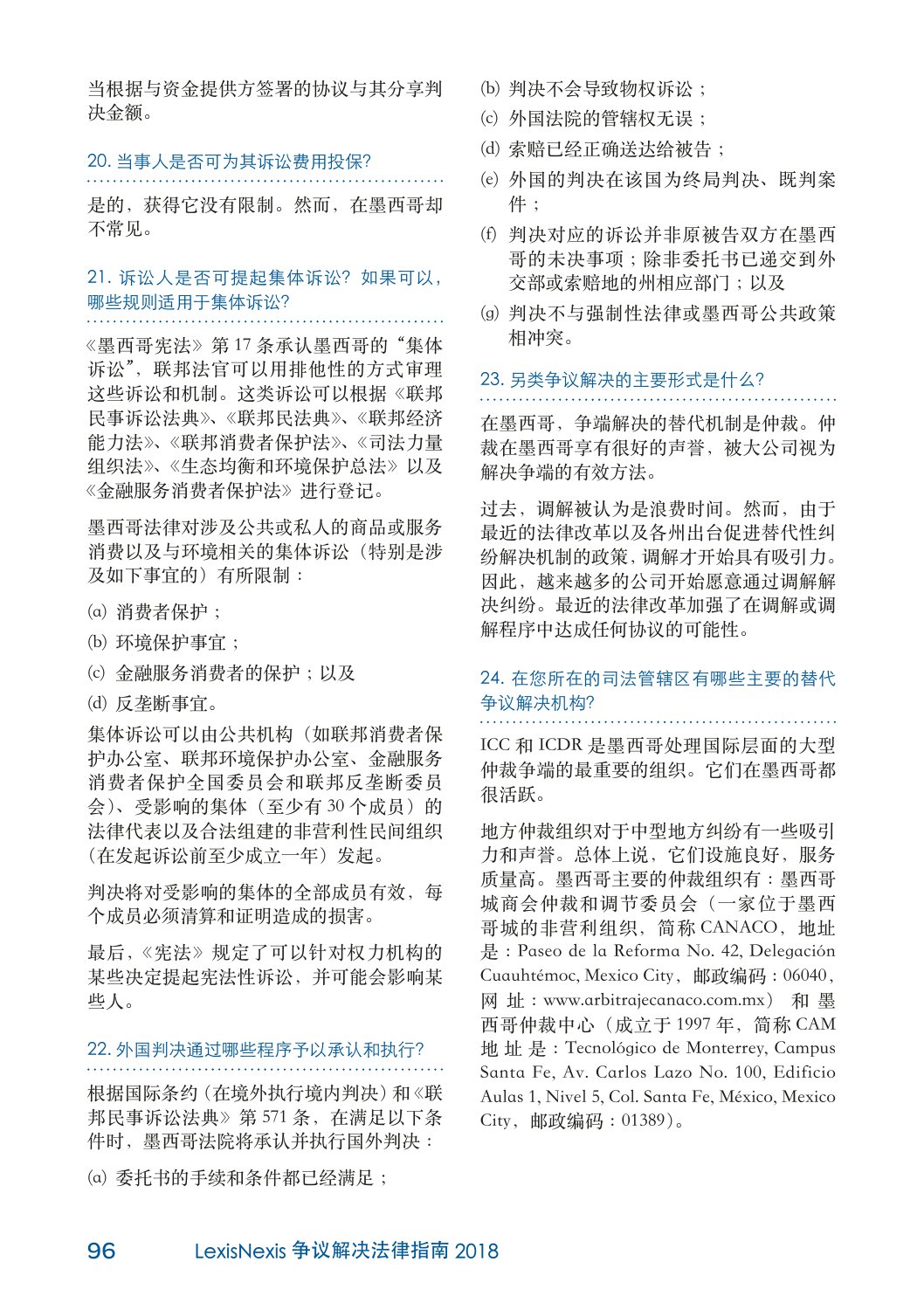当根据与资金提供方签署的协议与其分享判决金额。

## 20. 当事人是否可为其诉讼费用投保?

是的，获得它没有限制。然而，在墨西哥却不常见。

## 21. 诉讼人是否可提起集体诉讼？如果可以，哪些规则适用于集体诉讼?

《墨西哥宪法》第 17 条承认墨西哥的“集体诉讼”，联邦法官可以用排他性的方式审理这些诉讼和机制。这类诉讼可以根据《联邦民事诉讼法典》、《联邦民法典》、《联邦经济能力法》、《联邦消费者保护法》、《司法力量组织法》、《生态均衡和环境保护总法》以及《金融服务消费者保护法》进行登记。

墨西哥法律对涉及公共或私人的商品或服务消费以及与环境相关的集体诉讼（特别是涉及如下事宜的）有所限制：

(a) 消费者保护；

(b) 环境保护事宜；

(c) 金融服务消费者的保护；以及

(d) 反垄断事宜。

集体诉讼可以由公共机构（如联邦消费者保护办公室、联邦环境保护办公室、金融服务消费者保护全国委员会和联邦反垄断委员会）、受影响的集体（至少有 30 个成员）的法律代表以及合法组建的非营利性民间组织（在发起诉讼前至少成立一年）发起。

判决将对受影响的集体的全部成员有效，每个成员必须清算和证明造成的损害。

最后，《宪法》规定了可以针对权力机构的某些决定提起宪法性诉讼，并可能会影响某些人。

## 22. 外国判决通过哪些程序予以承认和执行?

根据国际条约（在境外执行境内判决）和《联邦民事诉讼法典》第 571 条，在满足以下条件时，墨西哥法院将承认并执行国外判决：

(a) 委托书的手续和条件都已经满足；

(b) 判决不会导致物权诉讼；

(c) 外国法院的管辖权无误；

(d) 索赔已经正确送达给被告；

(e) 外国的判决在该国为终局判决、既判案件；

(f) 判决对应的诉讼并非原被告双方在墨西哥的未决事项；除非委托书已递交到外交部或索赔地的州相应部门；以及

(g) 判决不与强制性法律或墨西哥公共政策相冲突。

## 23. 另类争议解决的主要形式是什么?

在墨西哥，争端解决的替代机制是仲裁。仲裁在墨西哥享有很好的声誉，被大公司视为解决争端的有效方法。

过去，调解被认为是浪费时间。然而，由于最近的法律改革以及各州出台促进替代性纠纷解决机制的政策，调解才开始具有吸引力。因此，越来越多的公司开始愿意通过调解解决纠纷。最近的法律改革加强了在调解或调解程序中达成任何协议的可能性。

## 24. 在您所在的司法管辖区有哪些主要的替代争议解决机构?

ICC 和 ICDR 是墨西哥处理国际层面的大型仲裁争端的最重要的组织。它们在墨西哥都很活跃。

地方仲裁组织对于中型地方纠纷有一些吸引力和声誉。总体上说，它们设施良好，服务质量高。墨西哥主要的仲裁组织有：墨西哥城商会仲裁和调节委员会（一家位于墨西哥城的非营利组织，简称 CANACO，地址是：Paseo de la Reforma No. 42, Delegación Cuauhtémoc, Mexico City，邮政编码：06040，网址：www.arbitrajecanaco.com.mx）和墨西哥仲裁中心（成立于 1997 年，简称 CAM 地址是：Tecnológico de Monterrey, Campus Santa Fe, Av. Carlos Lazo No. 100, Edificio Aulas 1, Nivel 5, Col. Santa Fe, México, Mexico City，邮政编码：01389）。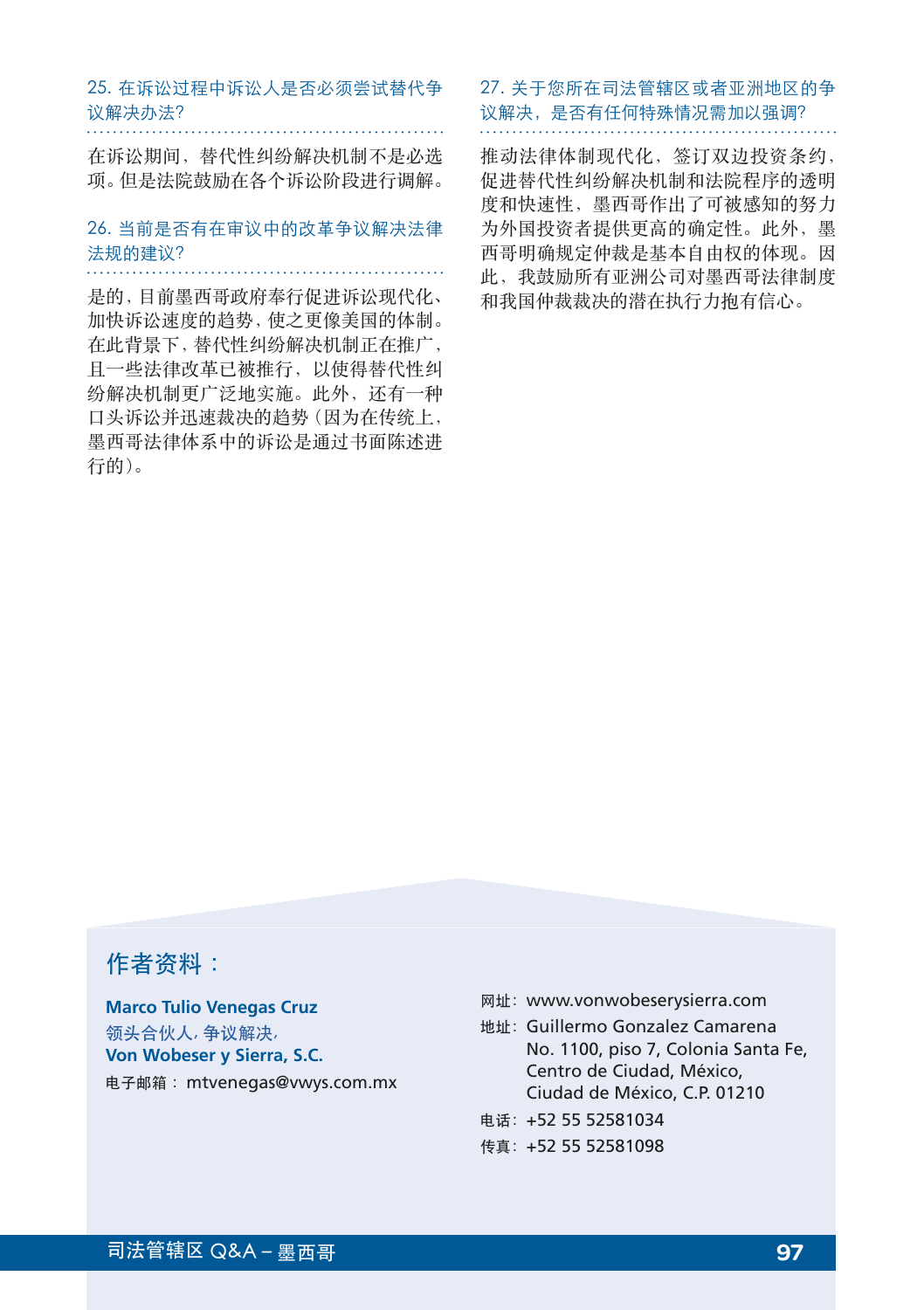### 25. 在诉讼过程中诉讼人是否必须尝试替代争议解决办法?

在诉讼期间，替代性纠纷解决机制不是必选项。但是法院鼓励在各个诉讼阶段进行调解。

### 26. 当前是否有在审议中的改革争议解决法律法规的建议?

是的，目前墨西哥政府奉行促进诉讼现代化、加快诉讼速度的趋势，使之更像美国的体制。在此背景下，替代性纠纷解决机制正在推广，且一些法律改革已被推行，以使得替代性纠纷解决机制更广泛地实施。此外，还有一种口头诉讼并迅速裁决的趋势（因为在传统上，墨西哥法律体系中的诉讼是通过书面陈述进行的）。

### 27. 关于您所在司法管辖区或者亚洲地区的争议解决，是否有任何特殊情况需加以强调?

推动法律体制现代化，签订双边投资条约，促进替代性纠纷解决机制和法院程序的透明度和快速性，墨西哥作出了可被感知的努力为外国投资者提供更高的确定性。此外，墨西哥明确规定仲裁是基本自由权的体现。因此，我鼓励所有亚洲公司对墨西哥法律制度和我国仲裁裁决的潜在执行力抱有信心。

## 作者资料：

**Marco Tulio Venegas Cruz**
领头合伙人，争议解决，
**Von Wobeser y Sierra, S.C.**
电子邮箱： mtvenegas@vwys.com.mx

网址： www.vonwobeserysierra.com
地址： Guillermo Gonzalez Camarena
No. 1100, piso 7, Colonia Santa Fe,
Centro de Ciudad, México,
Ciudad de México, C.P. 01210
电话： +52 55 52581034
传真： +52 55 52581098